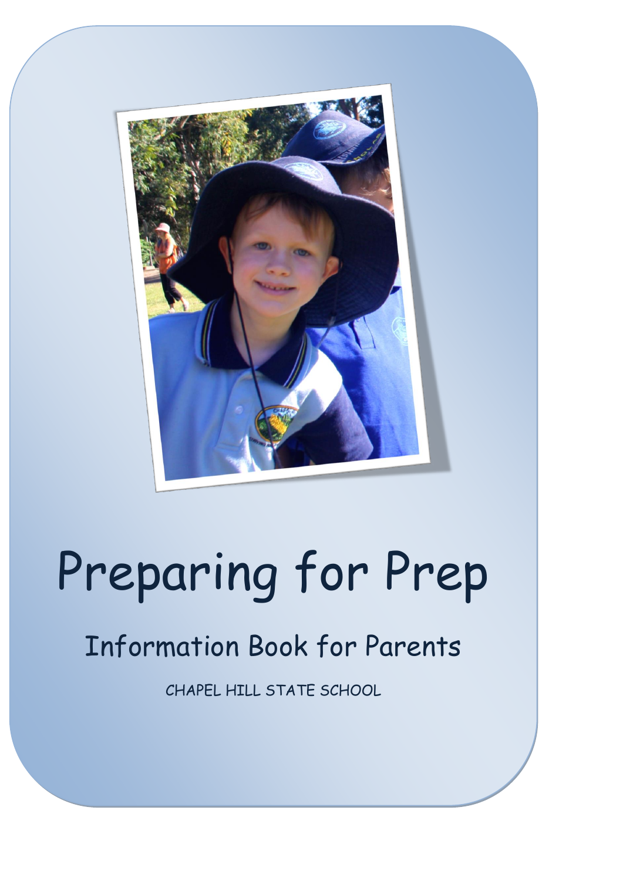# Preparing for Prep

## Information Book for Parents

CHAPEL HILL STATE SCHOOL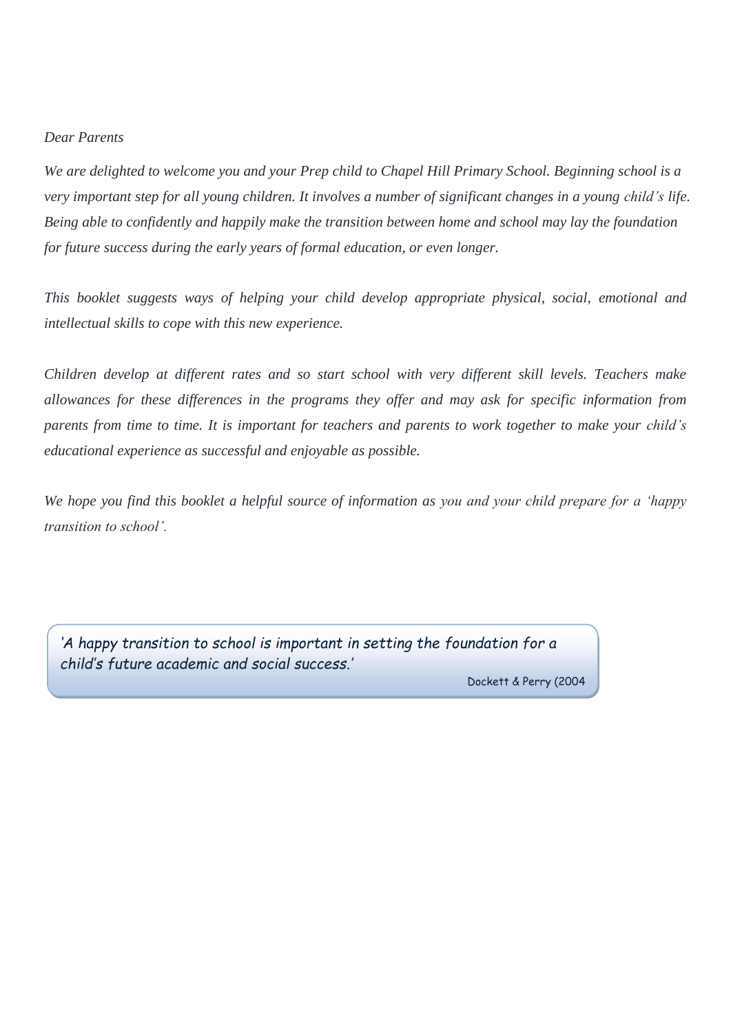*Dear Parents*

*We are delighted to welcome you and your Prep child to Chapel Hill Primary School. Beginning school is a very important step for all young children. It involves a number of significant changes in a young child's life. Being able to confidently and happily make the transition between home and school may lay the foundation for future success during the early years of formal education, or even longer.*

*This booklet suggests ways of helping your child develop appropriate physical, social, emotional and intellectual skills to cope with this new experience.*

*Children develop at different rates and so start school with very different skill levels. Teachers make allowances for these differences in the programs they offer and may ask for specific information from parents from time to time. It is important for teachers and parents to work together to make your child's educational experience as successful and enjoyable as possible.*

*We hope you find this booklet a helpful source of information as you and your child prepare for a 'happy transition to school'.*

> *'A happy transition to school is important in setting the foundation for a child's future academic and social success.'*
>
> Dockett & Perry (2004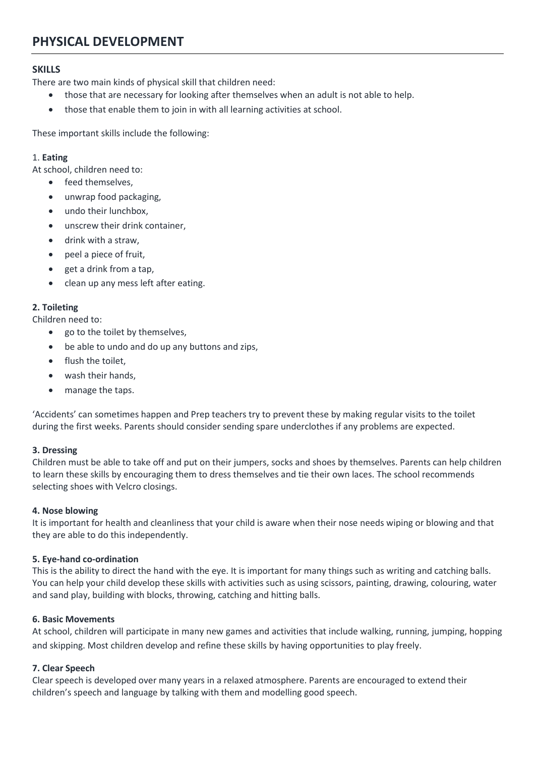# PHYSICAL DEVELOPMENT

**SKILLS**

There are two main kinds of physical skill that children need:

- those that are necessary for looking after themselves when an adult is not able to help.
- those that enable them to join in with all learning activities at school.

These important skills include the following:

1. **Eating**

At school, children need to:

- feed themselves,
- unwrap food packaging,
- undo their lunchbox,
- unscrew their drink container,
- drink with a straw,
- peel a piece of fruit,
- get a drink from a tap,
- clean up any mess left after eating.

**2. Toileting**

Children need to:

- go to the toilet by themselves,
- be able to undo and do up any buttons and zips,
- flush the toilet,
- wash their hands,
- manage the taps.

'Accidents' can sometimes happen and Prep teachers try to prevent these by making regular visits to the toilet during the first weeks. Parents should consider sending spare underclothes if any problems are expected.

**3. Dressing**

Children must be able to take off and put on their jumpers, socks and shoes by themselves. Parents can help children to learn these skills by encouraging them to dress themselves and tie their own laces. The school recommends selecting shoes with Velcro closings.

**4. Nose blowing**

It is important for health and cleanliness that your child is aware when their nose needs wiping or blowing and that they are able to do this independently.

**5. Eye-hand co-ordination**

This is the ability to direct the hand with the eye. It is important for many things such as writing and catching balls. You can help your child develop these skills with activities such as using scissors, painting, drawing, colouring, water and sand play, building with blocks, throwing, catching and hitting balls.

**6. Basic Movements**

At school, children will participate in many new games and activities that include walking, running, jumping, hopping and skipping. Most children develop and refine these skills by having opportunities to play freely.

**7. Clear Speech**

Clear speech is developed over many years in a relaxed atmosphere. Parents are encouraged to extend their children's speech and language by talking with them and modelling good speech.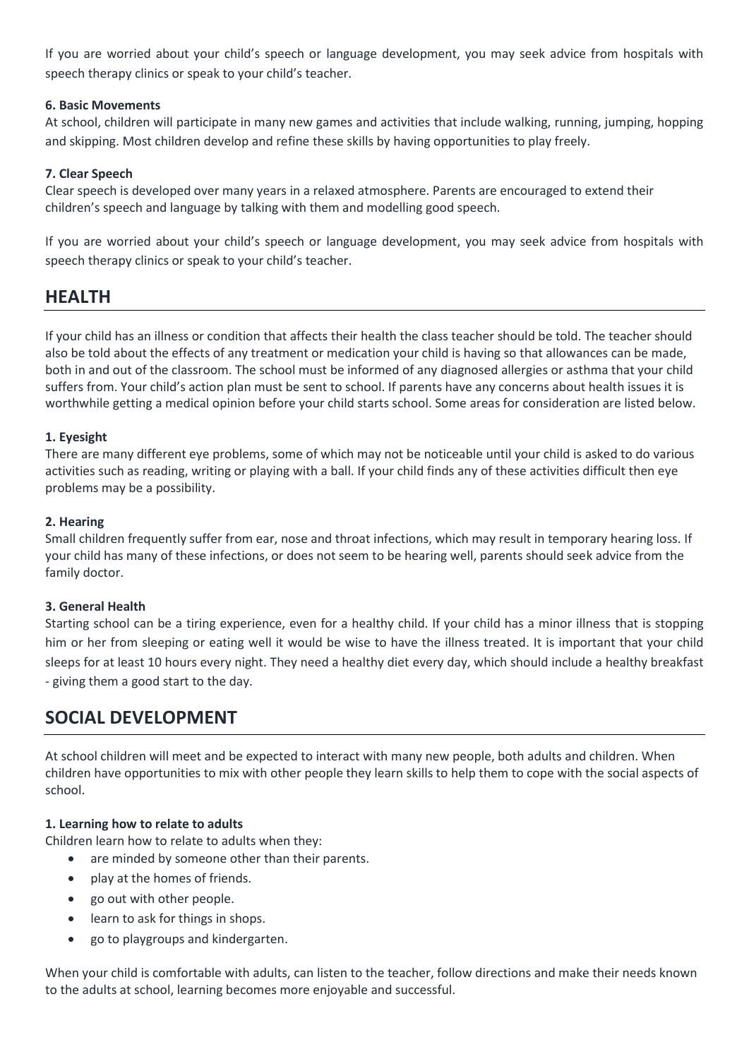If you are worried about your child's speech or language development, you may seek advice from hospitals with speech therapy clinics or speak to your child's teacher.

**6. Basic Movements**

At school, children will participate in many new games and activities that include walking, running, jumping, hopping and skipping. Most children develop and refine these skills by having opportunities to play freely.

**7. Clear Speech**

Clear speech is developed over many years in a relaxed atmosphere. Parents are encouraged to extend their children's speech and language by talking with them and modelling good speech.

If you are worried about your child's speech or language development, you may seek advice from hospitals with speech therapy clinics or speak to your child's teacher.

## HEALTH

If your child has an illness or condition that affects their health the class teacher should be told. The teacher should also be told about the effects of any treatment or medication your child is having so that allowances can be made, both in and out of the classroom. The school must be informed of any diagnosed allergies or asthma that your child suffers from. Your child's action plan must be sent to school. If parents have any concerns about health issues it is worthwhile getting a medical opinion before your child starts school. Some areas for consideration are listed below.

**1. Eyesight**

There are many different eye problems, some of which may not be noticeable until your child is asked to do various activities such as reading, writing or playing with a ball. If your child finds any of these activities difficult then eye problems may be a possibility.

**2. Hearing**

Small children frequently suffer from ear, nose and throat infections, which may result in temporary hearing loss. If your child has many of these infections, or does not seem to be hearing well, parents should seek advice from the family doctor.

**3. General Health**

Starting school can be a tiring experience, even for a healthy child. If your child has a minor illness that is stopping him or her from sleeping or eating well it would be wise to have the illness treated. It is important that your child sleeps for at least 10 hours every night. They need a healthy diet every day, which should include a healthy breakfast - giving them a good start to the day.

## SOCIAL DEVELOPMENT

At school children will meet and be expected to interact with many new people, both adults and children. When children have opportunities to mix with other people they learn skills to help them to cope with the social aspects of school.

**1. Learning how to relate to adults**

Children learn how to relate to adults when they:

- are minded by someone other than their parents.
- play at the homes of friends.
- go out with other people.
- learn to ask for things in shops.
- go to playgroups and kindergarten.

When your child is comfortable with adults, can listen to the teacher, follow directions and make their needs known to the adults at school, learning becomes more enjoyable and successful.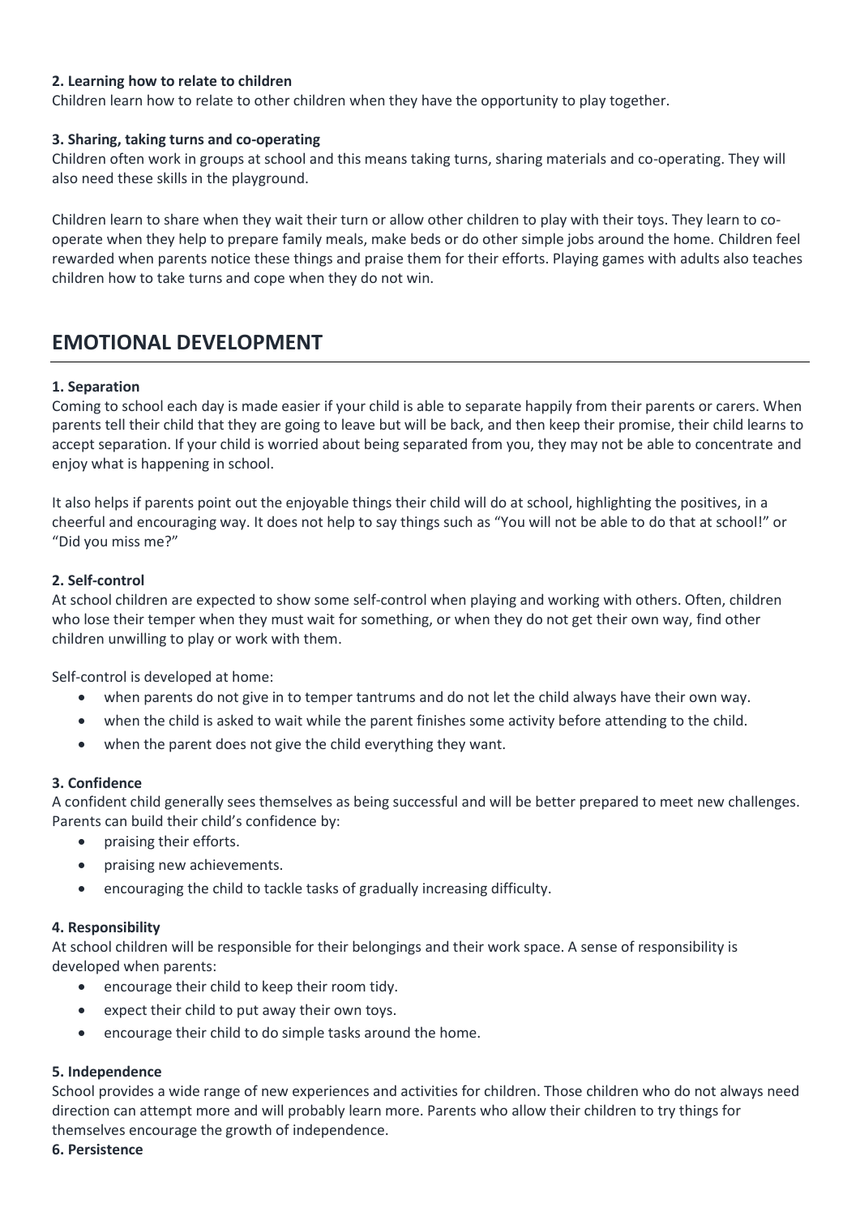**2. Learning how to relate to children**
Children learn how to relate to other children when they have the opportunity to play together.

**3. Sharing, taking turns and co-operating**
Children often work in groups at school and this means taking turns, sharing materials and co-operating. They will also need these skills in the playground.

Children learn to share when they wait their turn or allow other children to play with their toys. They learn to co-operate when they help to prepare family meals, make beds or do other simple jobs around the home. Children feel rewarded when parents notice these things and praise them for their efforts. Playing games with adults also teaches children how to take turns and cope when they do not win.

## EMOTIONAL DEVELOPMENT

**1. Separation**
Coming to school each day is made easier if your child is able to separate happily from their parents or carers. When parents tell their child that they are going to leave but will be back, and then keep their promise, their child learns to accept separation. If your child is worried about being separated from you, they may not be able to concentrate and enjoy what is happening in school.

It also helps if parents point out the enjoyable things their child will do at school, highlighting the positives, in a cheerful and encouraging way. It does not help to say things such as "You will not be able to do that at school!" or "Did you miss me?"

**2. Self-control**
At school children are expected to show some self-control when playing and working with others. Often, children who lose their temper when they must wait for something, or when they do not get their own way, find other children unwilling to play or work with them.

Self-control is developed at home:

- when parents do not give in to temper tantrums and do not let the child always have their own way.
- when the child is asked to wait while the parent finishes some activity before attending to the child.
- when the parent does not give the child everything they want.

**3. Confidence**
A confident child generally sees themselves as being successful and will be better prepared to meet new challenges. Parents can build their child's confidence by:

- praising their efforts.
- praising new achievements.
- encouraging the child to tackle tasks of gradually increasing difficulty.

**4. Responsibility**
At school children will be responsible for their belongings and their work space. A sense of responsibility is developed when parents:

- encourage their child to keep their room tidy.
- expect their child to put away their own toys.
- encourage their child to do simple tasks around the home.

**5. Independence**
School provides a wide range of new experiences and activities for children. Those children who do not always need direction can attempt more and will probably learn more. Parents who allow their children to try things for themselves encourage the growth of independence.

**6. Persistence**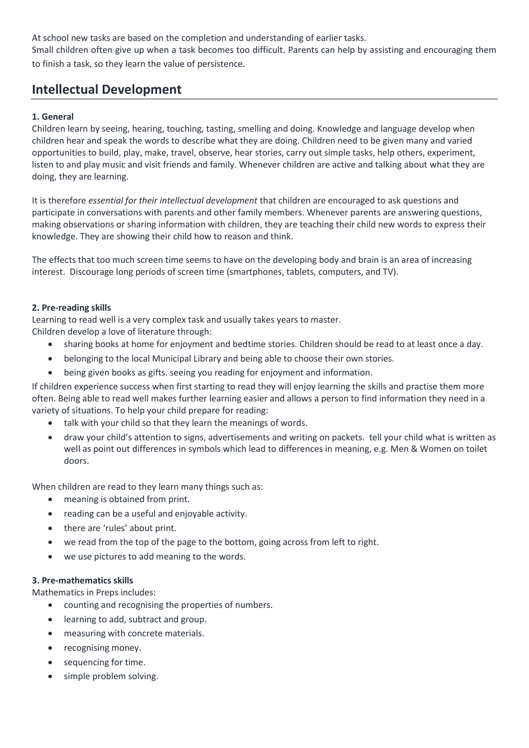At school new tasks are based on the completion and understanding of earlier tasks.
Small children often give up when a task becomes too difficult. Parents can help by assisting and encouraging them to finish a task, so they learn the value of persistence.

## Intellectual Development

**1. General**
Children learn by seeing, hearing, touching, tasting, smelling and doing. Knowledge and language develop when children hear and speak the words to describe what they are doing. Children need to be given many and varied opportunities to build, play, make, travel, observe, hear stories, carry out simple tasks, help others, experiment, listen to and play music and visit friends and family. Whenever children are active and talking about what they are doing, they are learning.

It is therefore *essential for their intellectual development* that children are encouraged to ask questions and participate in conversations with parents and other family members. Whenever parents are answering questions, making observations or sharing information with children, they are teaching their child new words to express their knowledge. They are showing their child how to reason and think.

The effects that too much screen time seems to have on the developing body and brain is an area of increasing interest. Discourage long periods of screen time (smartphones, tablets, computers, and TV).

**2. Pre-reading skills**
Learning to read well is a very complex task and usually takes years to master.
Children develop a love of literature through:

- sharing books at home for enjoyment and bedtime stories. Children should be read to at least once a day.
- belonging to the local Municipal Library and being able to choose their own stories.
- being given books as gifts. seeing you reading for enjoyment and information.

If children experience success when first starting to read they will enjoy learning the skills and practise them more often. Being able to read well makes further learning easier and allows a person to find information they need in a variety of situations. To help your child prepare for reading:

- talk with your child so that they learn the meanings of words.
- draw your child's attention to signs, advertisements and writing on packets. tell your child what is written as well as point out differences in symbols which lead to differences in meaning, e.g. Men & Women on toilet doors.

When children are read to they learn many things such as:

- meaning is obtained from print.
- reading can be a useful and enjoyable activity.
- there are 'rules' about print.
- we read from the top of the page to the bottom, going across from left to right.
- we use pictures to add meaning to the words.

**3. Pre-mathematics skills**
Mathematics in Preps includes:

- counting and recognising the properties of numbers.
- learning to add, subtract and group.
- measuring with concrete materials.
- recognising money.
- sequencing for time.
- simple problem solving.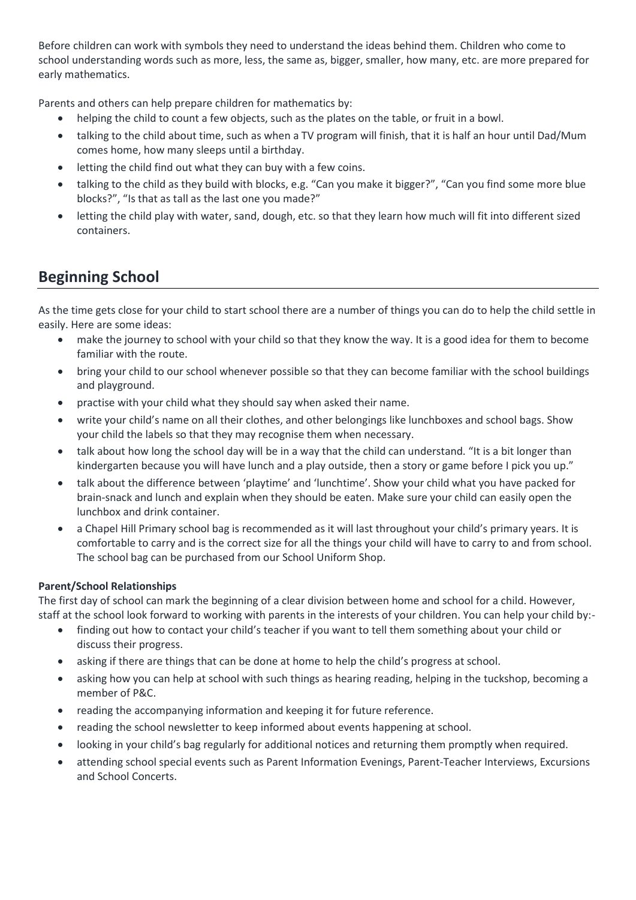Before children can work with symbols they need to understand the ideas behind them. Children who come to school understanding words such as more, less, the same as, bigger, smaller, how many, etc. are more prepared for early mathematics.

Parents and others can help prepare children for mathematics by:

- helping the child to count a few objects, such as the plates on the table, or fruit in a bowl.
- talking to the child about time, such as when a TV program will finish, that it is half an hour until Dad/Mum comes home, how many sleeps until a birthday.
- letting the child find out what they can buy with a few coins.
- talking to the child as they build with blocks, e.g. "Can you make it bigger?", "Can you find some more blue blocks?", "Is that as tall as the last one you made?"
- letting the child play with water, sand, dough, etc. so that they learn how much will fit into different sized containers.

## Beginning School

As the time gets close for your child to start school there are a number of things you can do to help the child settle in easily. Here are some ideas:

- make the journey to school with your child so that they know the way. It is a good idea for them to become familiar with the route.
- bring your child to our school whenever possible so that they can become familiar with the school buildings and playground.
- practise with your child what they should say when asked their name.
- write your child's name on all their clothes, and other belongings like lunchboxes and school bags. Show your child the labels so that they may recognise them when necessary.
- talk about how long the school day will be in a way that the child can understand. "It is a bit longer than kindergarten because you will have lunch and a play outside, then a story or game before I pick you up."
- talk about the difference between 'playtime' and 'lunchtime'. Show your child what you have packed for brain-snack and lunch and explain when they should be eaten. Make sure your child can easily open the lunchbox and drink container.
- a Chapel Hill Primary school bag is recommended as it will last throughout your child's primary years. It is comfortable to carry and is the correct size for all the things your child will have to carry to and from school. The school bag can be purchased from our School Uniform Shop.

**Parent/School Relationships**

The first day of school can mark the beginning of a clear division between home and school for a child. However, staff at the school look forward to working with parents in the interests of your children. You can help your child by:-

- finding out how to contact your child's teacher if you want to tell them something about your child or discuss their progress.
- asking if there are things that can be done at home to help the child's progress at school.
- asking how you can help at school with such things as hearing reading, helping in the tuckshop, becoming a member of P&C.
- reading the accompanying information and keeping it for future reference.
- reading the school newsletter to keep informed about events happening at school.
- looking in your child's bag regularly for additional notices and returning them promptly when required.
- attending school special events such as Parent Information Evenings, Parent-Teacher Interviews, Excursions and School Concerts.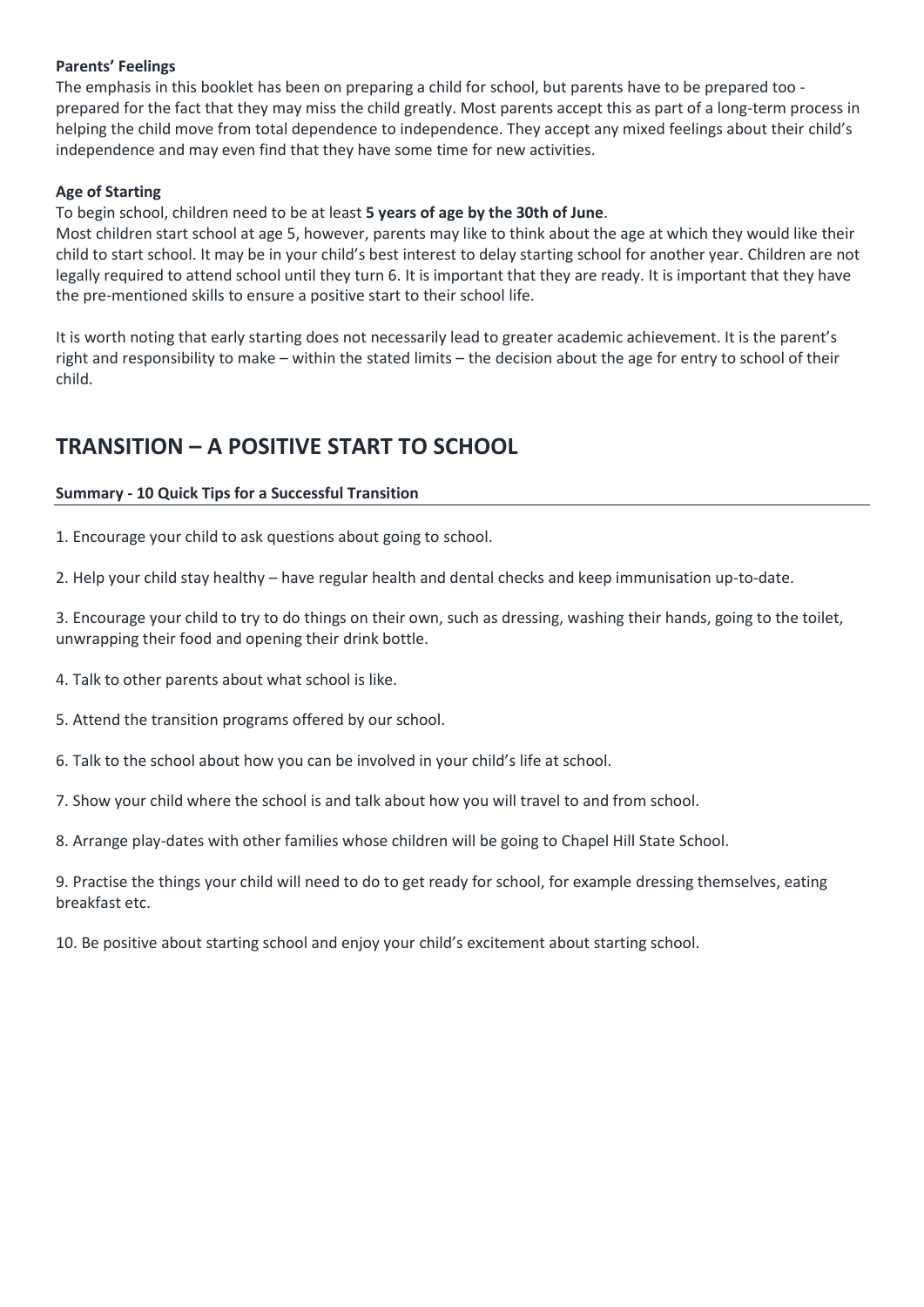**Parents' Feelings**

The emphasis in this booklet has been on preparing a child for school, but parents have to be prepared too - prepared for the fact that they may miss the child greatly. Most parents accept this as part of a long-term process in helping the child move from total dependence to independence. They accept any mixed feelings about their child's independence and may even find that they have some time for new activities.

**Age of Starting**

To begin school, children need to be at least **5 years of age by the 30th of June**.

Most children start school at age 5, however, parents may like to think about the age at which they would like their child to start school. It may be in your child's best interest to delay starting school for another year. Children are not legally required to attend school until they turn 6. It is important that they are ready. It is important that they have the pre-mentioned skills to ensure a positive start to their school life.

It is worth noting that early starting does not necessarily lead to greater academic achievement. It is the parent's right and responsibility to make – within the stated limits – the decision about the age for entry to school of their child.

## TRANSITION – A POSITIVE START TO SCHOOL

**Summary - 10 Quick Tips for a Successful Transition**

1. Encourage your child to ask questions about going to school.

2. Help your child stay healthy – have regular health and dental checks and keep immunisation up-to-date.

3. Encourage your child to try to do things on their own, such as dressing, washing their hands, going to the toilet, unwrapping their food and opening their drink bottle.

4. Talk to other parents about what school is like.

5. Attend the transition programs offered by our school.

6. Talk to the school about how you can be involved in your child's life at school.

7. Show your child where the school is and talk about how you will travel to and from school.

8. Arrange play-dates with other families whose children will be going to Chapel Hill State School.

9. Practise the things your child will need to do to get ready for school, for example dressing themselves, eating breakfast etc.

10. Be positive about starting school and enjoy your child's excitement about starting school.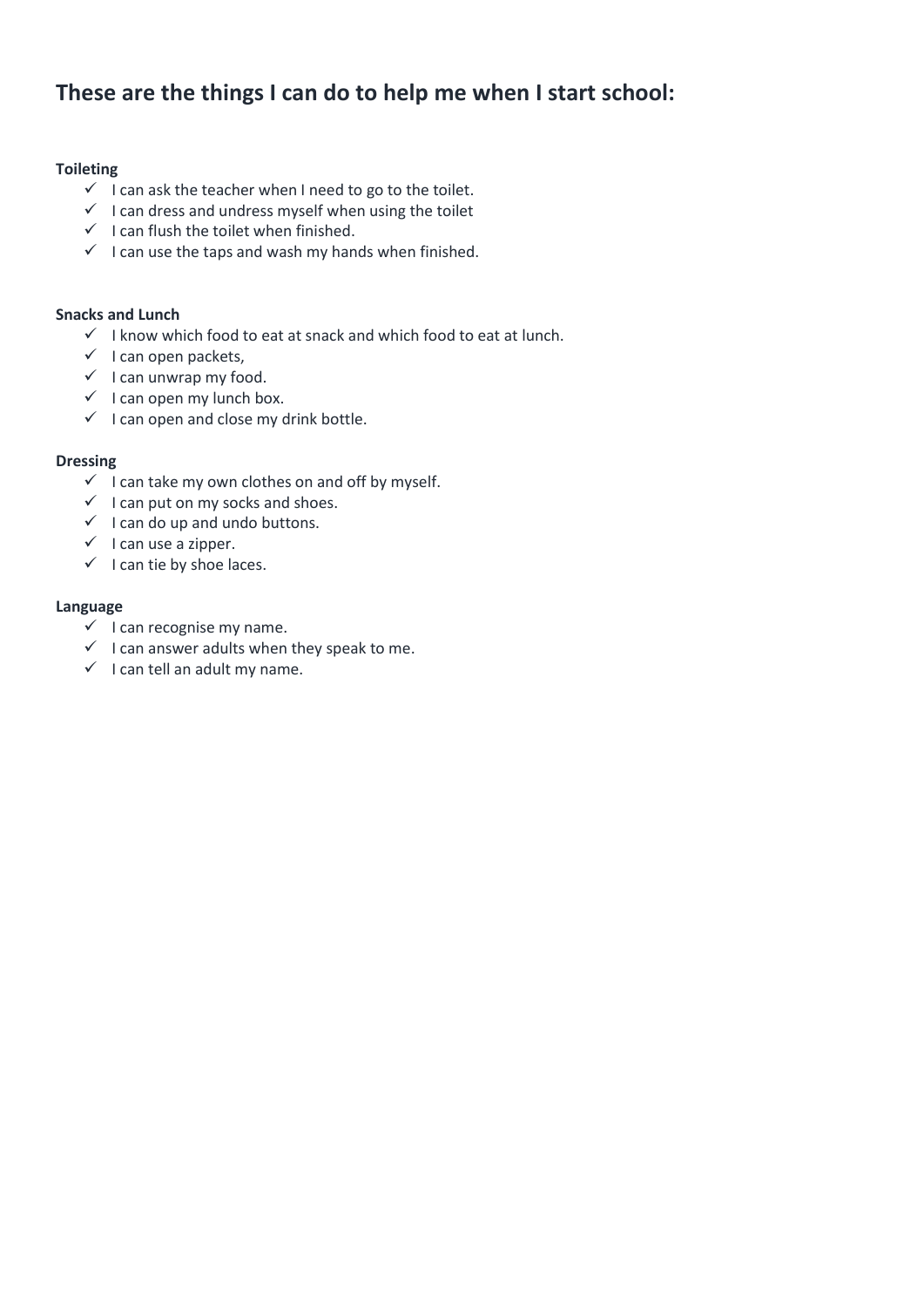## These are the things I can do to help me when I start school:

**Toileting**

- ✓ I can ask the teacher when I need to go to the toilet.
- ✓ I can dress and undress myself when using the toilet
- ✓ I can flush the toilet when finished.
- ✓ I can use the taps and wash my hands when finished.

**Snacks and Lunch**

- ✓ I know which food to eat at snack and which food to eat at lunch.
- ✓ I can open packets,
- ✓ I can unwrap my food.
- ✓ I can open my lunch box.
- ✓ I can open and close my drink bottle.

**Dressing**

- ✓ I can take my own clothes on and off by myself.
- ✓ I can put on my socks and shoes.
- ✓ I can do up and undo buttons.
- ✓ I can use a zipper.
- ✓ I can tie by shoe laces.

**Language**

- ✓ I can recognise my name.
- ✓ I can answer adults when they speak to me.
- ✓ I can tell an adult my name.